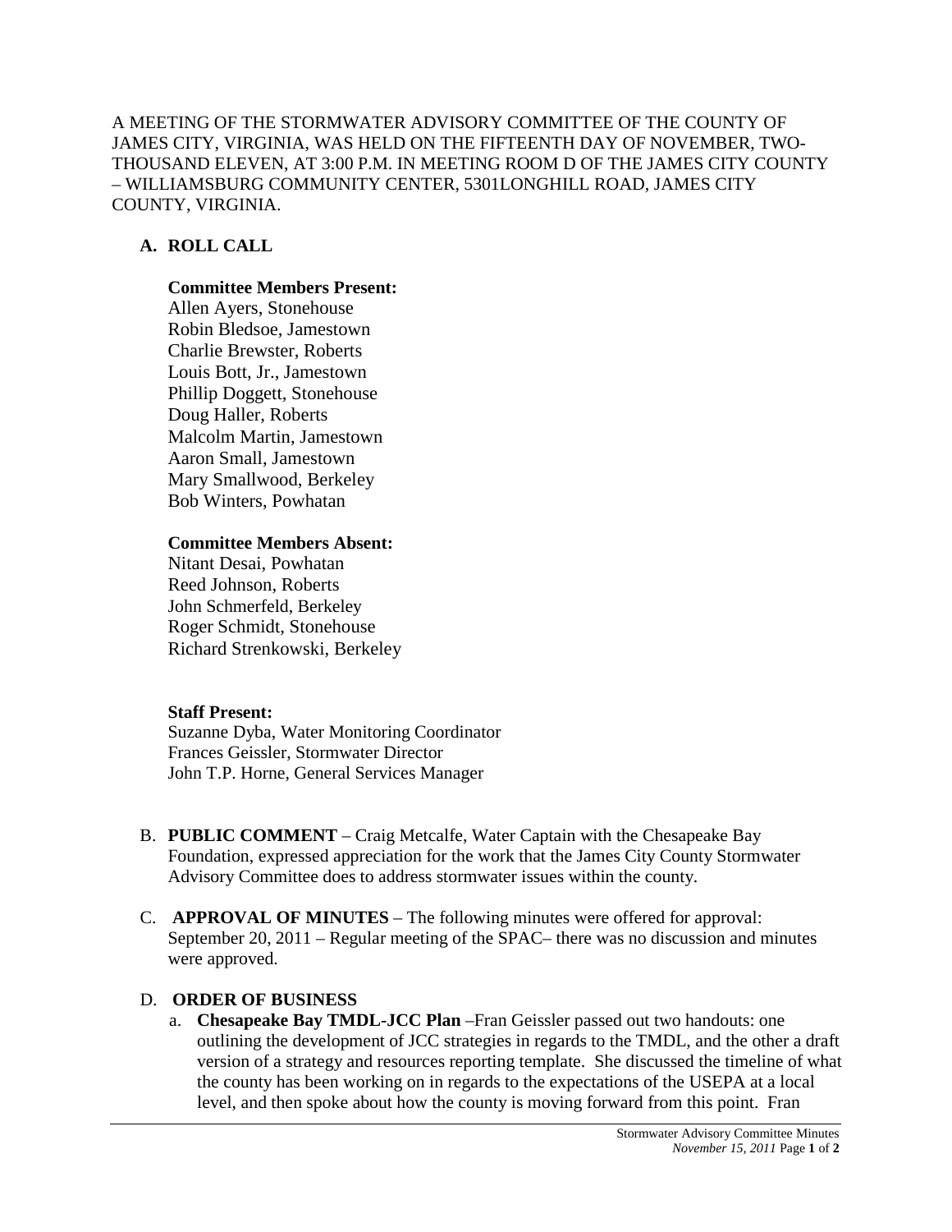A MEETING OF THE STORMWATER ADVISORY COMMITTEE OF THE COUNTY OF JAMES CITY, VIRGINIA, WAS HELD ON THE FIFTEENTH DAY OF NOVEMBER, TWO-THOUSAND ELEVEN, AT 3:00 P.M. IN MEETING ROOM D OF THE JAMES CITY COUNTY – WILLIAMSBURG COMMUNITY CENTER, 5301LONGHILL ROAD, JAMES CITY COUNTY, VIRGINIA.

**A. ROLL CALL**

**Committee Members Present:**
Allen Ayers, Stonehouse
Robin Bledsoe, Jamestown
Charlie Brewster, Roberts
Louis Bott, Jr., Jamestown
Phillip Doggett, Stonehouse
Doug Haller, Roberts
Malcolm Martin, Jamestown
Aaron Small, Jamestown
Mary Smallwood, Berkeley
Bob Winters, Powhatan

**Committee Members Absent:**
Nitant Desai, Powhatan
Reed Johnson, Roberts
John Schmerfeld, Berkeley
Roger Schmidt, Stonehouse
Richard Strenkowski, Berkeley

**Staff Present:**
Suzanne Dyba, Water Monitoring Coordinator
Frances Geissler, Stormwater Director
John T.P. Horne, General Services Manager

B. **PUBLIC COMMENT** – Craig Metcalfe, Water Captain with the Chesapeake Bay Foundation, expressed appreciation for the work that the James City County Stormwater Advisory Committee does to address stormwater issues within the county.

C. **APPROVAL OF MINUTES** – The following minutes were offered for approval: September 20, 2011 – Regular meeting of the SPAC– there was no discussion and minutes were approved.

D. **ORDER OF BUSINESS**

a. **Chesapeake Bay TMDL-JCC Plan** –Fran Geissler passed out two handouts: one outlining the development of JCC strategies in regards to the TMDL, and the other a draft version of a strategy and resources reporting template. She discussed the timeline of what the county has been working on in regards to the expectations of the USEPA at a local level, and then spoke about how the county is moving forward from this point. Fran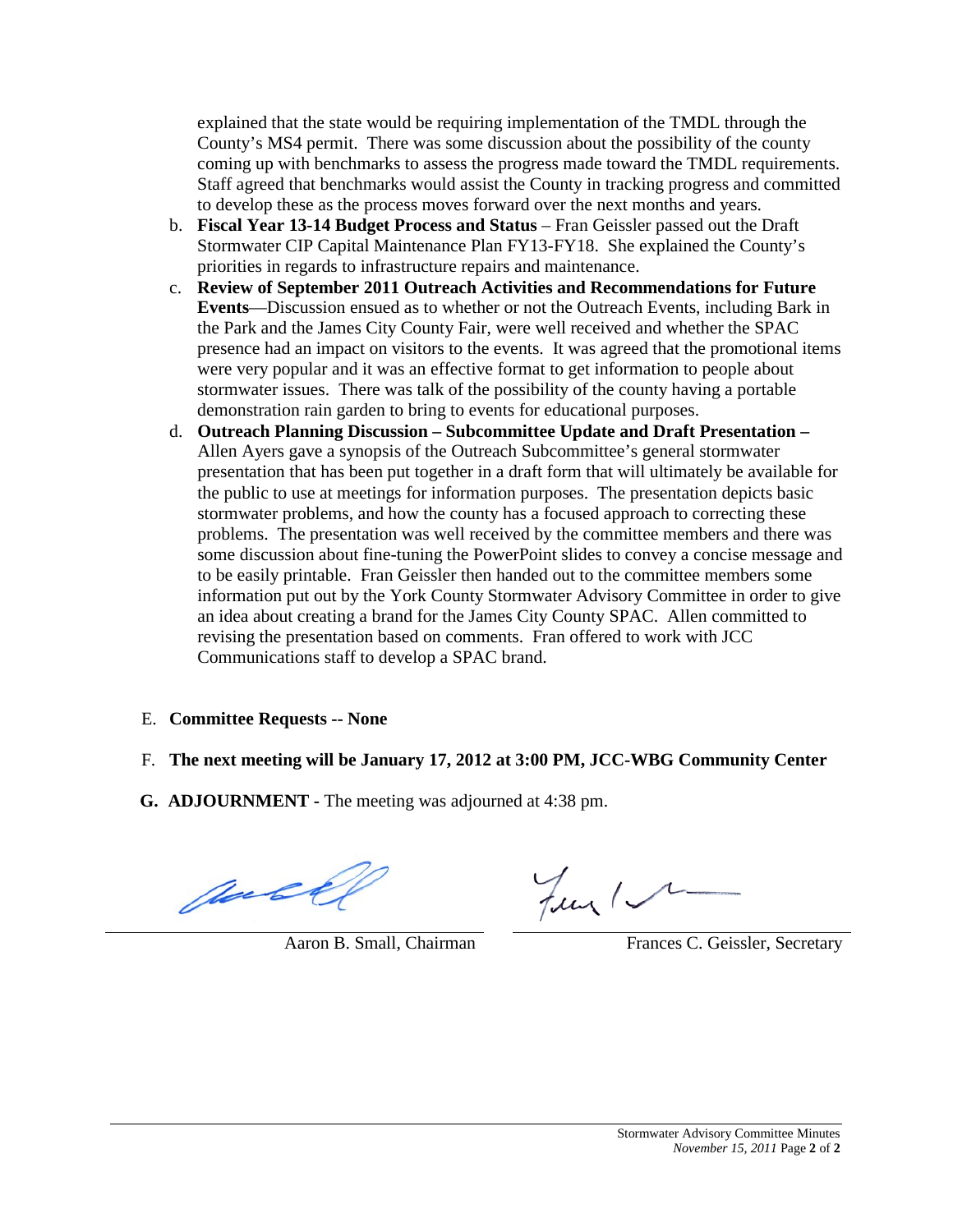explained that the state would be requiring implementation of the TMDL through the County's MS4 permit. There was some discussion about the possibility of the county coming up with benchmarks to assess the progress made toward the TMDL requirements. Staff agreed that benchmarks would assist the County in tracking progress and committed to develop these as the process moves forward over the next months and years.

b. **Fiscal Year 13-14 Budget Process and Status** – Fran Geissler passed out the Draft Stormwater CIP Capital Maintenance Plan FY13-FY18. She explained the County's priorities in regards to infrastructure repairs and maintenance.

c. **Review of September 2011 Outreach Activities and Recommendations for Future Events**—Discussion ensued as to whether or not the Outreach Events, including Bark in the Park and the James City County Fair, were well received and whether the SPAC presence had an impact on visitors to the events. It was agreed that the promotional items were very popular and it was an effective format to get information to people about stormwater issues. There was talk of the possibility of the county having a portable demonstration rain garden to bring to events for educational purposes.

d. **Outreach Planning Discussion – Subcommittee Update and Draft Presentation –** Allen Ayers gave a synopsis of the Outreach Subcommittee's general stormwater presentation that has been put together in a draft form that will ultimately be available for the public to use at meetings for information purposes. The presentation depicts basic stormwater problems, and how the county has a focused approach to correcting these problems. The presentation was well received by the committee members and there was some discussion about fine-tuning the PowerPoint slides to convey a concise message and to be easily printable. Fran Geissler then handed out to the committee members some information put out by the York County Stormwater Advisory Committee in order to give an idea about creating a brand for the James City County SPAC. Allen committed to revising the presentation based on comments. Fran offered to work with JCC Communications staff to develop a SPAC brand.

E. **Committee Requests -- None**

F. **The next meeting will be January 17, 2012 at 3:00 PM, JCC-WBG Community Center**

**G. ADJOURNMENT -** The meeting was adjourned at 4:38 pm.

Aaron B. Small, Chairman

Frances C. Geissler, Secretary